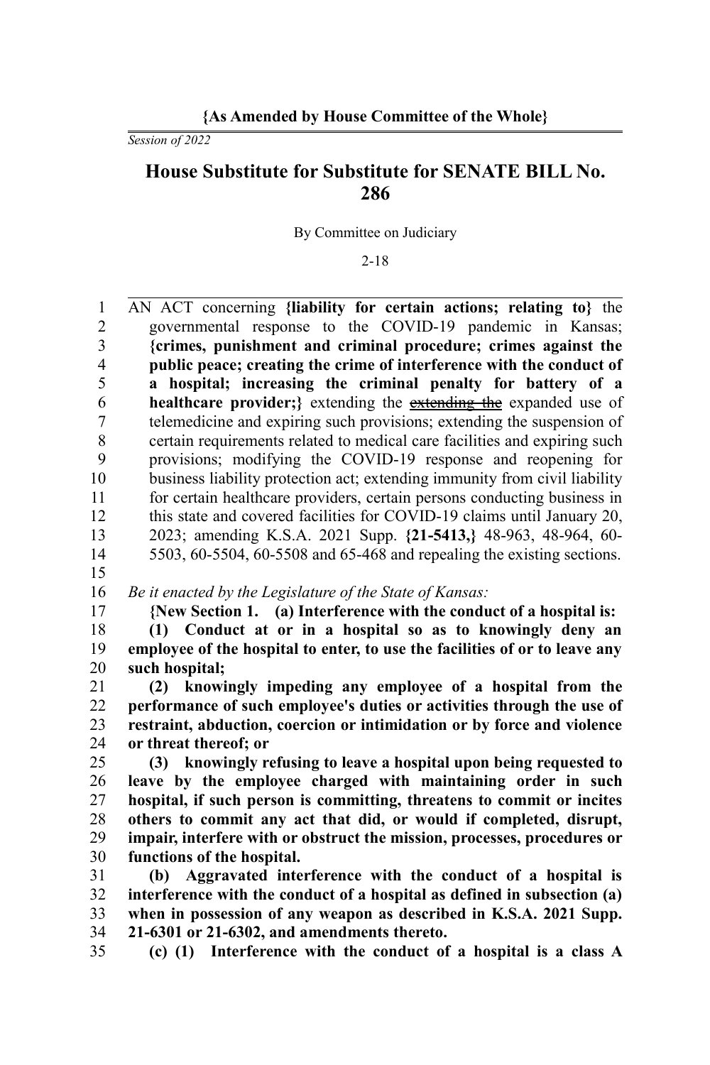**{As Amended by House Committee of the Whole}**

*Session of 2022*

# House Substitute for Substitute for SENATE BILL No. 286

By Committee on Judiciary

2-18

AN ACT concerning **{liability for certain actions; relating to}** the governmental response to the COVID-19 pandemic in Kansas; **{crimes, punishment and criminal procedure; crimes against the public peace; creating the crime of interference with the conduct of a hospital; increasing the criminal penalty for battery of a healthcare provider;}** extending the ~~extending the~~ expanded use of telemedicine and expiring such provisions; extending the suspension of certain requirements related to medical care facilities and expiring such provisions; modifying the COVID-19 response and reopening for business liability protection act; extending immunity from civil liability for certain healthcare providers, certain persons conducting business in this state and covered facilities for COVID-19 claims until January 20, 2023; amending K.S.A. 2021 Supp. **{21-5413,}** 48-963, 48-964, 60-5503, 60-5504, 60-5508 and 65-468 and repealing the existing sections.

*Be it enacted by the Legislature of the State of Kansas:*

**{New Section 1. (a) Interference with the conduct of a hospital is:**

**(1) Conduct at or in a hospital so as to knowingly deny an employee of the hospital to enter, to use the facilities of or to leave any such hospital;**

**(2) knowingly impeding any employee of a hospital from the performance of such employee's duties or activities through the use of restraint, abduction, coercion or intimidation or by force and violence or threat thereof; or**

**(3) knowingly refusing to leave a hospital upon being requested to leave by the employee charged with maintaining order in such hospital, if such person is committing, threatens to commit or incites others to commit any act that did, or would if completed, disrupt, impair, interfere with or obstruct the mission, processes, procedures or functions of the hospital.**

**(b) Aggravated interference with the conduct of a hospital is interference with the conduct of a hospital as defined in subsection (a) when in possession of any weapon as described in K.S.A. 2021 Supp. 21-6301 or 21-6302, and amendments thereto.**

**(c) (1) Interference with the conduct of a hospital is a class A**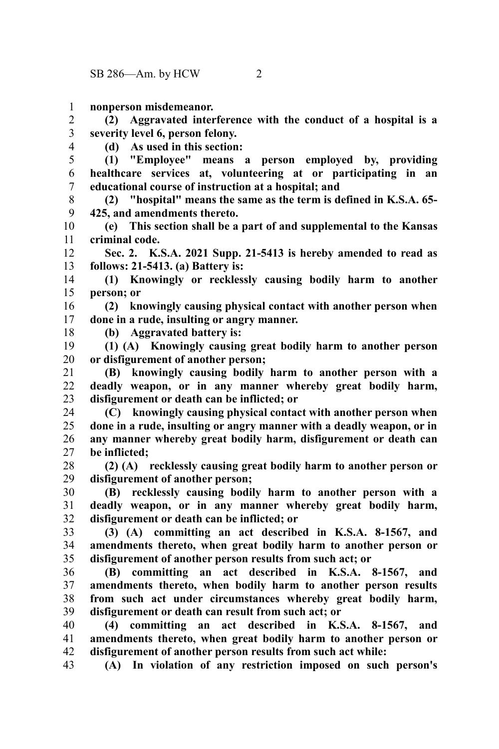**nonperson misdemeanor.**

**(2) Aggravated interference with the conduct of a hospital is a severity level 6, person felony.**

**(d) As used in this section:**

**(1) "Employee" means a person employed by, providing healthcare services at, volunteering at or participating in an educational course of instruction at a hospital; and**

**(2) "hospital" means the same as the term is defined in K.S.A. 65-425, and amendments thereto.**

**(e) This section shall be a part of and supplemental to the Kansas criminal code.**

**Sec. 2. K.S.A. 2021 Supp. 21-5413 is hereby amended to read as follows: 21-5413. (a) Battery is:**

**(1) Knowingly or recklessly causing bodily harm to another person; or**

**(2) knowingly causing physical contact with another person when done in a rude, insulting or angry manner.**

**(b) Aggravated battery is:**

**(1) (A) Knowingly causing great bodily harm to another person or disfigurement of another person;**

**(B) knowingly causing bodily harm to another person with a deadly weapon, or in any manner whereby great bodily harm, disfigurement or death can be inflicted; or**

**(C) knowingly causing physical contact with another person when done in a rude, insulting or angry manner with a deadly weapon, or in any manner whereby great bodily harm, disfigurement or death can be inflicted;**

**(2) (A) recklessly causing great bodily harm to another person or disfigurement of another person;**

**(B) recklessly causing bodily harm to another person with a deadly weapon, or in any manner whereby great bodily harm, disfigurement or death can be inflicted; or**

**(3) (A) committing an act described in K.S.A. 8-1567, and amendments thereto, when great bodily harm to another person or disfigurement of another person results from such act; or**

**(B) committing an act described in K.S.A. 8-1567, and amendments thereto, when bodily harm to another person results from such act under circumstances whereby great bodily harm, disfigurement or death can result from such act; or**

**(4) committing an act described in K.S.A. 8-1567, and amendments thereto, when great bodily harm to another person or disfigurement of another person results from such act while:**

**(A) In violation of any restriction imposed on such person's**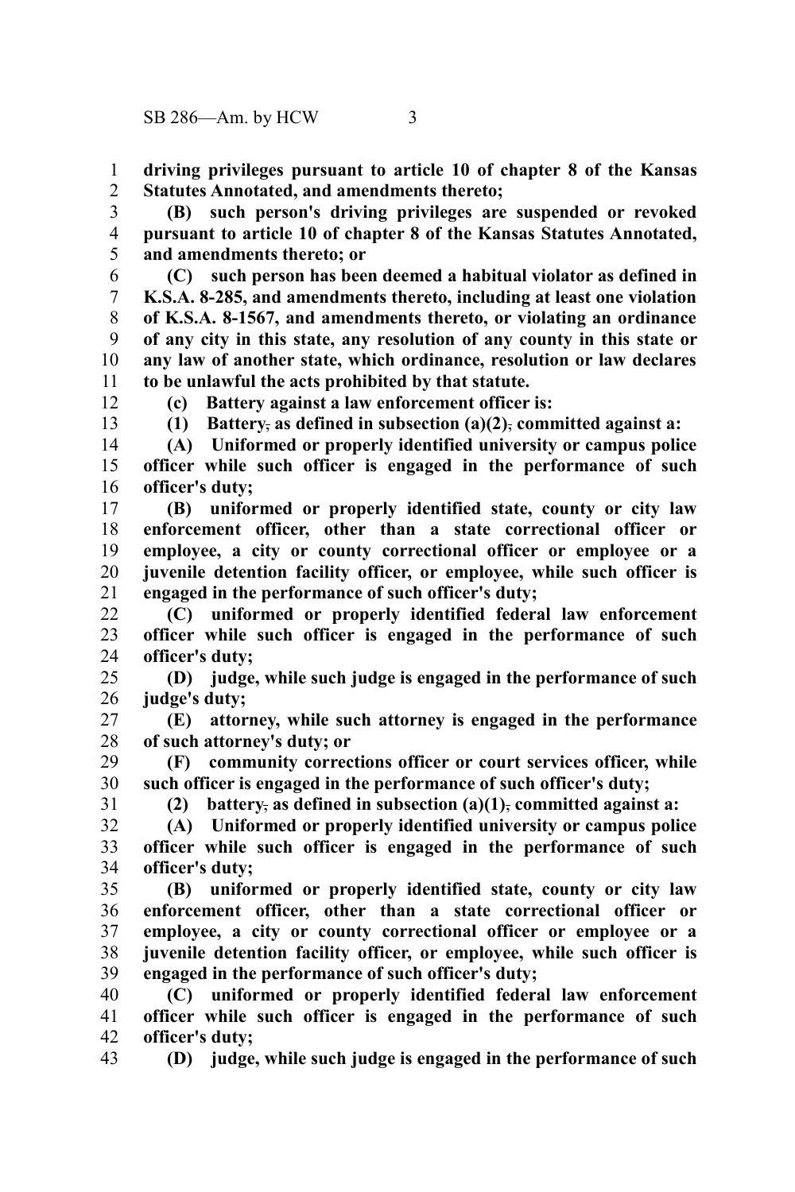**driving privileges pursuant to article 10 of chapter 8 of the Kansas Statutes Annotated, and amendments thereto;**

**(B) such person's driving privileges are suspended or revoked pursuant to article 10 of chapter 8 of the Kansas Statutes Annotated, and amendments thereto; or**

**(C) such person has been deemed a habitual violator as defined in K.S.A. 8-285, and amendments thereto, including at least one violation of K.S.A. 8-1567, and amendments thereto, or violating an ordinance of any city in this state, any resolution of any county in this state or any law of another state, which ordinance, resolution or law declares to be unlawful the acts prohibited by that statute.**

**(c) Battery against a law enforcement officer is:**

**(1) Battery~~,~~ as defined in subsection (a)(2)~~,~~ committed against a:**

**(A) Uniformed or properly identified university or campus police officer while such officer is engaged in the performance of such officer's duty;**

**(B) uniformed or properly identified state, county or city law enforcement officer, other than a state correctional officer or employee, a city or county correctional officer or employee or a juvenile detention facility officer, or employee, while such officer is engaged in the performance of such officer's duty;**

**(C) uniformed or properly identified federal law enforcement officer while such officer is engaged in the performance of such officer's duty;**

**(D) judge, while such judge is engaged in the performance of such judge's duty;**

**(E) attorney, while such attorney is engaged in the performance of such attorney's duty; or**

**(F) community corrections officer or court services officer, while such officer is engaged in the performance of such officer's duty;**

**(2) battery~~,~~ as defined in subsection (a)(1)~~,~~ committed against a:**

**(A) Uniformed or properly identified university or campus police officer while such officer is engaged in the performance of such officer's duty;**

**(B) uniformed or properly identified state, county or city law enforcement officer, other than a state correctional officer or employee, a city or county correctional officer or employee or a juvenile detention facility officer, or employee, while such officer is engaged in the performance of such officer's duty;**

**(C) uniformed or properly identified federal law enforcement officer while such officer is engaged in the performance of such officer's duty;**

**(D) judge, while such judge is engaged in the performance of such**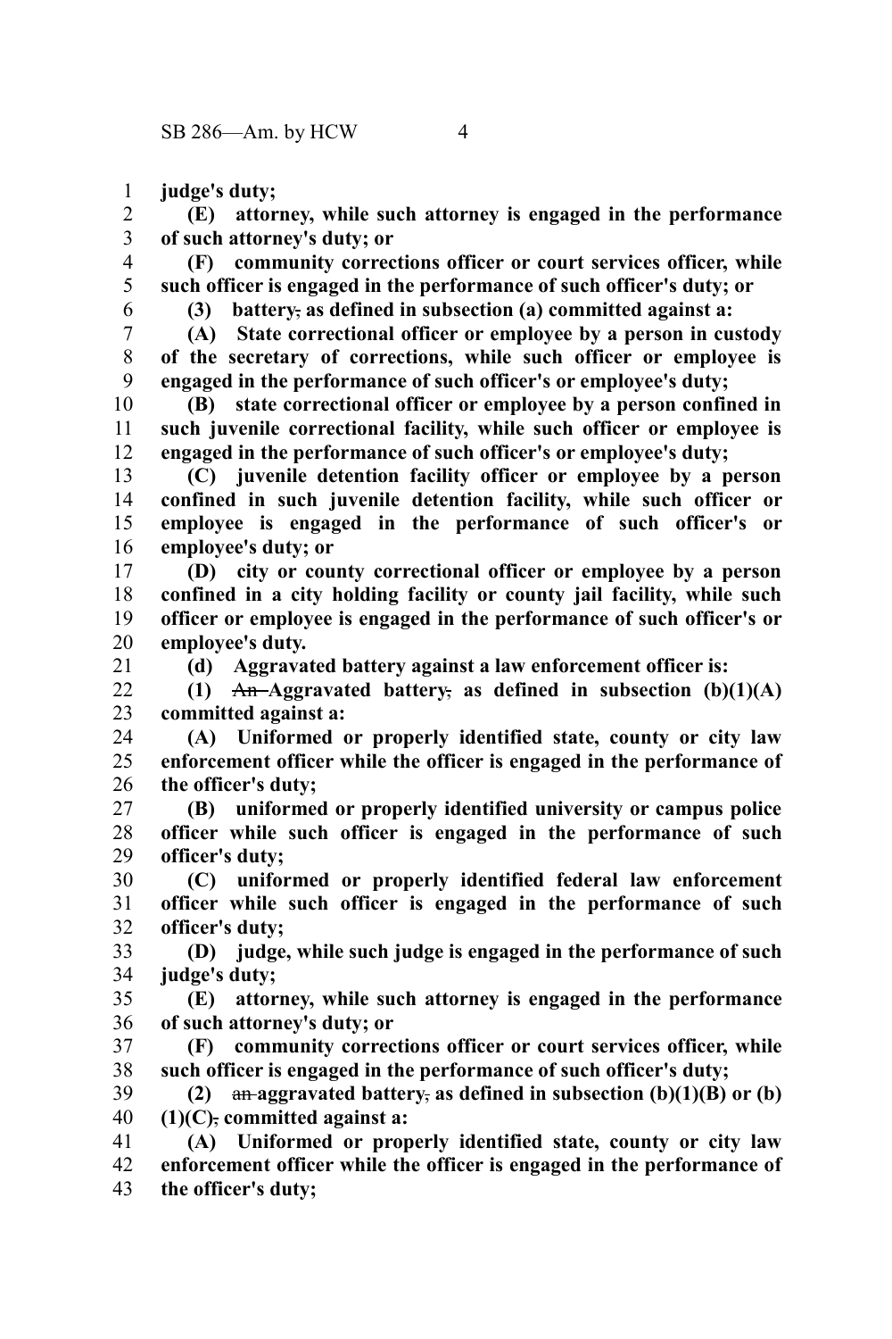**judge's duty;**

**(E) attorney, while such attorney is engaged in the performance of such attorney's duty; or**

**(F) community corrections officer or court services officer, while such officer is engaged in the performance of such officer's duty; or**

**(3) battery**, **as defined in subsection (a) committed against a:**

**(A) State correctional officer or employee by a person in custody of the secretary of corrections, while such officer or employee is engaged in the performance of such officer's or employee's duty;**

**(B) state correctional officer or employee by a person confined in such juvenile correctional facility, while such officer or employee is engaged in the performance of such officer's or employee's duty;**

**(C) juvenile detention facility officer or employee by a person confined in such juvenile detention facility, while such officer or employee is engaged in the performance of such officer's or employee's duty; or**

**(D) city or county correctional officer or employee by a person confined in a city holding facility or county jail facility, while such officer or employee is engaged in the performance of such officer's or employee's duty.**

**(d) Aggravated battery against a law enforcement officer is:**

**(1)** ~~An~~ **Aggravated battery**, **as defined in subsection (b)(1)(A) committed against a:**

**(A) Uniformed or properly identified state, county or city law enforcement officer while the officer is engaged in the performance of the officer's duty;**

**(B) uniformed or properly identified university or campus police officer while such officer is engaged in the performance of such officer's duty;**

**(C) uniformed or properly identified federal law enforcement officer while such officer is engaged in the performance of such officer's duty;**

**(D) judge, while such judge is engaged in the performance of such judge's duty;**

**(E) attorney, while such attorney is engaged in the performance of such attorney's duty; or**

**(F) community corrections officer or court services officer, while such officer is engaged in the performance of such officer's duty;**

**(2)** ~~an~~ **aggravated battery**, **as defined in subsection (b)(1)(B) or (b)(1)(C)**, **committed against a:**

**(A) Uniformed or properly identified state, county or city law enforcement officer while the officer is engaged in the performance of the officer's duty;**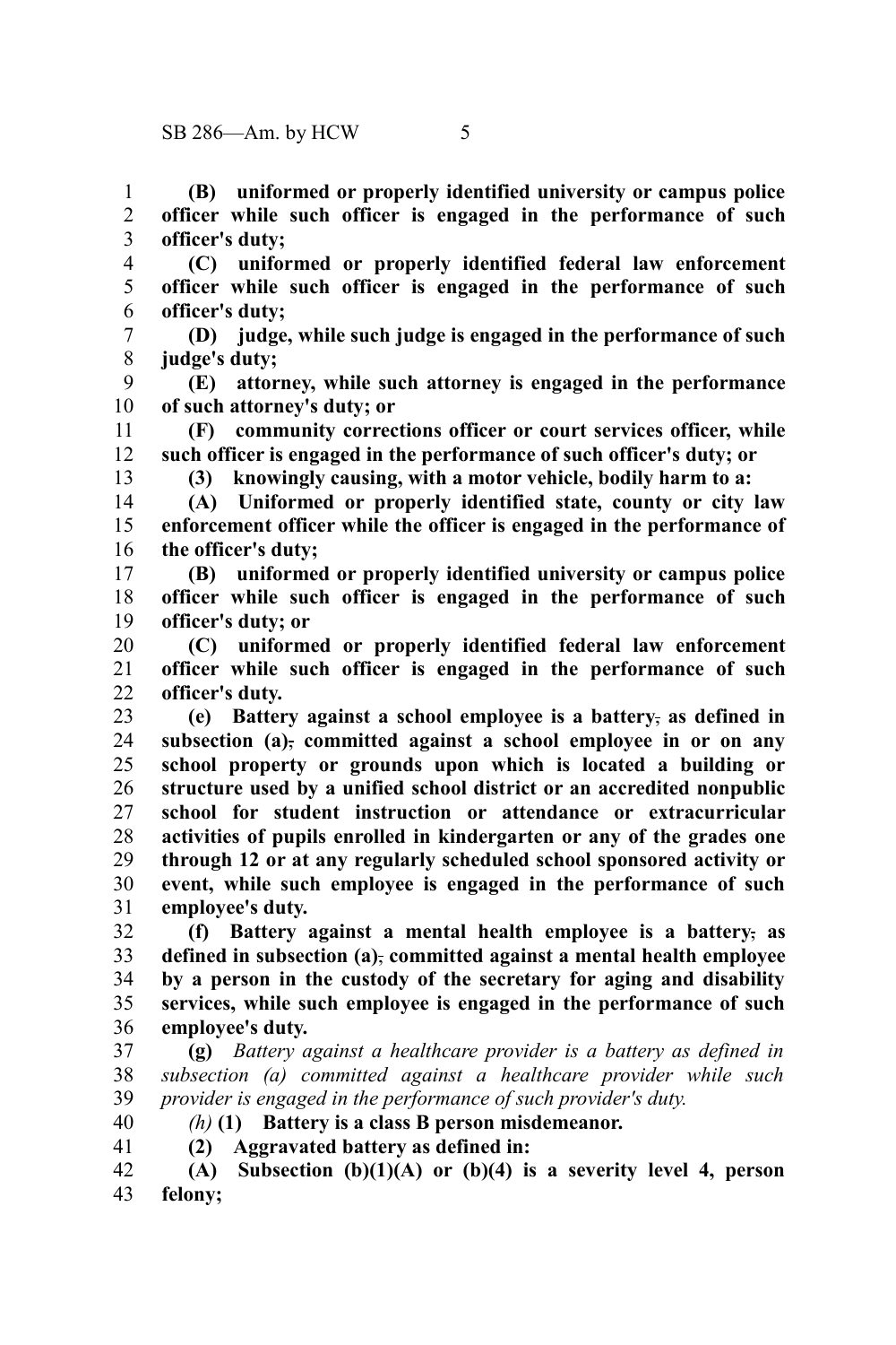**(B) uniformed or properly identified university or campus police officer while such officer is engaged in the performance of such officer's duty;**

**(C) uniformed or properly identified federal law enforcement officer while such officer is engaged in the performance of such officer's duty;**

**(D) judge, while such judge is engaged in the performance of such judge's duty;**

**(E) attorney, while such attorney is engaged in the performance of such attorney's duty; or**

**(F) community corrections officer or court services officer, while such officer is engaged in the performance of such officer's duty; or**

**(3) knowingly causing, with a motor vehicle, bodily harm to a:**

**(A) Uniformed or properly identified state, county or city law enforcement officer while the officer is engaged in the performance of the officer's duty;**

**(B) uniformed or properly identified university or campus police officer while such officer is engaged in the performance of such officer's duty; or**

**(C) uniformed or properly identified federal law enforcement officer while such officer is engaged in the performance of such officer's duty.**

**(e) Battery against a school employee is a battery, as defined in subsection (a), committed against a school employee in or on any school property or grounds upon which is located a building or structure used by a unified school district or an accredited nonpublic school for student instruction or attendance or extracurricular activities of pupils enrolled in kindergarten or any of the grades one through 12 or at any regularly scheduled school sponsored activity or event, while such employee is engaged in the performance of such employee's duty.**

**(f) Battery against a mental health employee is a battery, as defined in subsection (a), committed against a mental health employee by a person in the custody of the secretary for aging and disability services, while such employee is engaged in the performance of such employee's duty.**

**(g)** *Battery against a healthcare provider is a battery as defined in subsection (a) committed against a healthcare provider while such provider is engaged in the performance of such provider's duty.*

*(h)* **(1) Battery is a class B person misdemeanor.**

**(2) Aggravated battery as defined in:**

**(A) Subsection (b)(1)(A) or (b)(4) is a severity level 4, person felony;**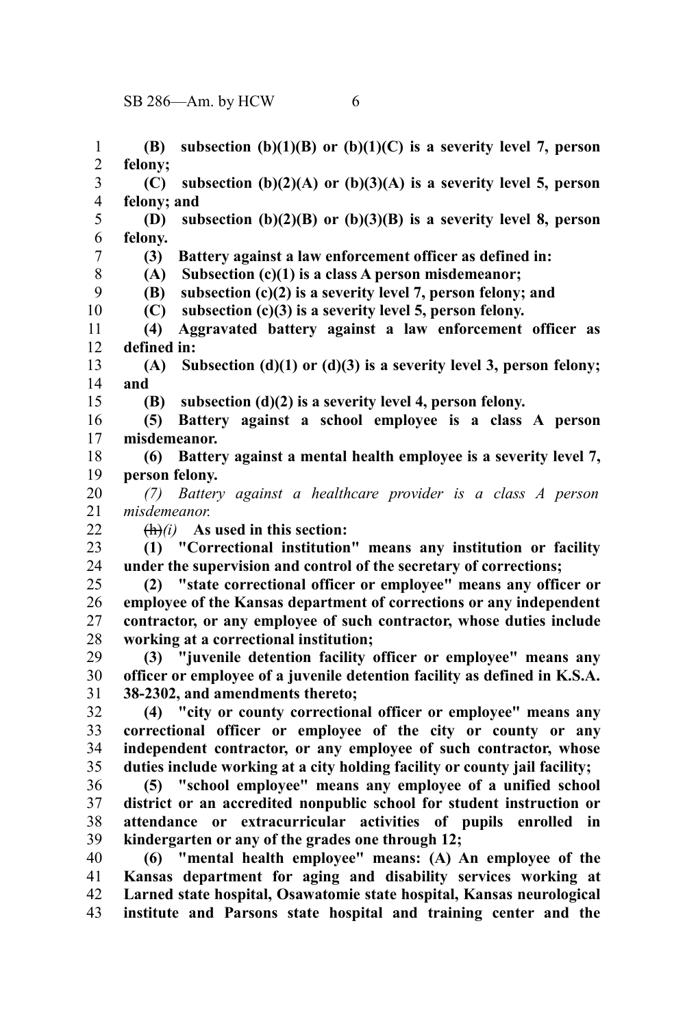**(B) subsection (b)(1)(B) or (b)(1)(C) is a severity level 7, person felony;**

**(C) subsection (b)(2)(A) or (b)(3)(A) is a severity level 5, person felony; and**

**(D) subsection (b)(2)(B) or (b)(3)(B) is a severity level 8, person felony.**

**(3) Battery against a law enforcement officer as defined in:**

**(A) Subsection (c)(1) is a class A person misdemeanor;**

**(B) subsection (c)(2) is a severity level 7, person felony; and**

**(C) subsection (c)(3) is a severity level 5, person felony.**

**(4) Aggravated battery against a law enforcement officer as defined in:**

**(A) Subsection (d)(1) or (d)(3) is a severity level 3, person felony; and**

**(B) subsection (d)(2) is a severity level 4, person felony.**

**(5) Battery against a school employee is a class A person misdemeanor.**

**(6) Battery against a mental health employee is a severity level 7, person felony.**

*(7) Battery against a healthcare provider is a class A person misdemeanor.*

~~(h)~~*(i)* **As used in this section:**

**(1) "Correctional institution" means any institution or facility under the supervision and control of the secretary of corrections;**

**(2) "state correctional officer or employee" means any officer or employee of the Kansas department of corrections or any independent contractor, or any employee of such contractor, whose duties include working at a correctional institution;**

**(3) "juvenile detention facility officer or employee" means any officer or employee of a juvenile detention facility as defined in K.S.A. 38-2302, and amendments thereto;**

**(4) "city or county correctional officer or employee" means any correctional officer or employee of the city or county or any independent contractor, or any employee of such contractor, whose duties include working at a city holding facility or county jail facility;**

**(5) "school employee" means any employee of a unified school district or an accredited nonpublic school for student instruction or attendance or extracurricular activities of pupils enrolled in kindergarten or any of the grades one through 12;**

**(6) "mental health employee" means: (A) An employee of the Kansas department for aging and disability services working at Larned state hospital, Osawatomie state hospital, Kansas neurological institute and Parsons state hospital and training center and the**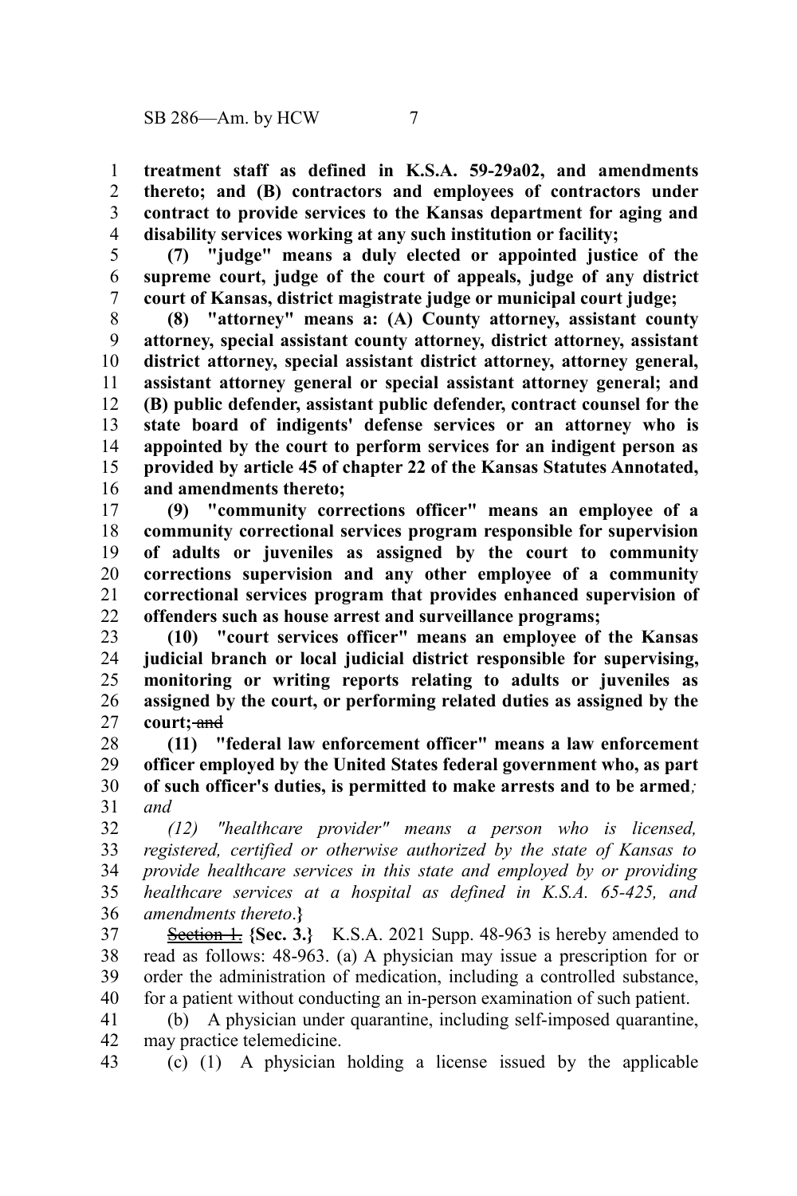**treatment staff as defined in K.S.A. 59-29a02, and amendments thereto; and (B) contractors and employees of contractors under contract to provide services to the Kansas department for aging and disability services working at any such institution or facility;**

**(7) "judge" means a duly elected or appointed justice of the supreme court, judge of the court of appeals, judge of any district court of Kansas, district magistrate judge or municipal court judge;**

**(8) "attorney" means a: (A) County attorney, assistant county attorney, special assistant county attorney, district attorney, assistant district attorney, special assistant district attorney, attorney general, assistant attorney general or special assistant attorney general; and (B) public defender, assistant public defender, contract counsel for the state board of indigents' defense services or an attorney who is appointed by the court to perform services for an indigent person as provided by article 45 of chapter 22 of the Kansas Statutes Annotated, and amendments thereto;**

**(9) "community corrections officer" means an employee of a community correctional services program responsible for supervision of adults or juveniles as assigned by the court to community corrections supervision and any other employee of a community correctional services program that provides enhanced supervision of offenders such as house arrest and surveillance programs;**

**(10) "court services officer" means an employee of the Kansas judicial branch or local judicial district responsible for supervising, monitoring or writing reports relating to adults or juveniles as assigned by the court, or performing related duties as assigned by the court;** ~~and~~

**(11) "federal law enforcement officer" means a law enforcement officer employed by the United States federal government who, as part of such officer's duties, is permitted to make arrests and to be armed***; and*

*(12) "healthcare provider" means a person who is licensed, registered, certified or otherwise authorized by the state of Kansas to provide healthcare services in this state and employed by or providing healthcare services at a hospital as defined in K.S.A. 65-425, and amendments thereto*.**}**

~~Section 1.~~ **{Sec. 3.}** K.S.A. 2021 Supp. 48-963 is hereby amended to read as follows: 48-963. (a) A physician may issue a prescription for or order the administration of medication, including a controlled substance, for a patient without conducting an in-person examination of such patient.

(b) A physician under quarantine, including self-imposed quarantine, may practice telemedicine.

(c) (1) A physician holding a license issued by the applicable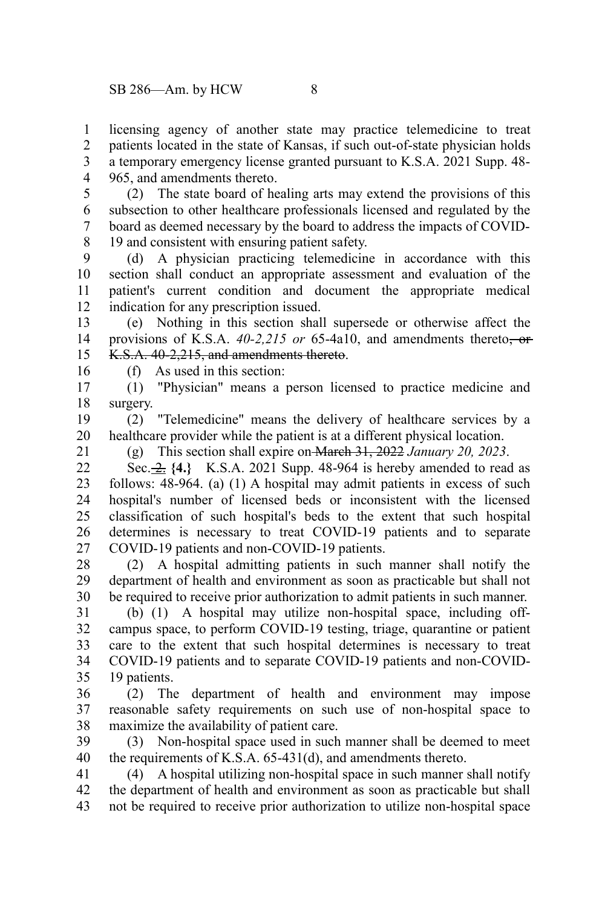licensing agency of another state may practice telemedicine to treat patients located in the state of Kansas, if such out-of-state physician holds a temporary emergency license granted pursuant to K.S.A. 2021 Supp. 48-965, and amendments thereto.

(2) The state board of healing arts may extend the provisions of this subsection to other healthcare professionals licensed and regulated by the board as deemed necessary by the board to address the impacts of COVID-19 and consistent with ensuring patient safety.

(d) A physician practicing telemedicine in accordance with this section shall conduct an appropriate assessment and evaluation of the patient's current condition and document the appropriate medical indication for any prescription issued.

(e) Nothing in this section shall supersede or otherwise affect the provisions of K.S.A. *40-2,215 or* 65-4a10, and amendments thereto~~, or K.S.A. 40-2,215, and amendments thereto~~.

(f) As used in this section:

(1) "Physician" means a person licensed to practice medicine and surgery.

(2) "Telemedicine" means the delivery of healthcare services by a healthcare provider while the patient is at a different physical location.

(g) This section shall expire on ~~March 31, 2022~~ *January 20, 2023*.

Sec. ~~2.~~ **{4.}** K.S.A. 2021 Supp. 48-964 is hereby amended to read as follows: 48-964. (a) (1) A hospital may admit patients in excess of such hospital's number of licensed beds or inconsistent with the licensed classification of such hospital's beds to the extent that such hospital determines is necessary to treat COVID-19 patients and to separate COVID-19 patients and non-COVID-19 patients.

(2) A hospital admitting patients in such manner shall notify the department of health and environment as soon as practicable but shall not be required to receive prior authorization to admit patients in such manner.

(b) (1) A hospital may utilize non-hospital space, including off-campus space, to perform COVID-19 testing, triage, quarantine or patient care to the extent that such hospital determines is necessary to treat COVID-19 patients and to separate COVID-19 patients and non-COVID-19 patients.

(2) The department of health and environment may impose reasonable safety requirements on such use of non-hospital space to maximize the availability of patient care.

(3) Non-hospital space used in such manner shall be deemed to meet the requirements of K.S.A. 65-431(d), and amendments thereto.

(4) A hospital utilizing non-hospital space in such manner shall notify the department of health and environment as soon as practicable but shall not be required to receive prior authorization to utilize non-hospital space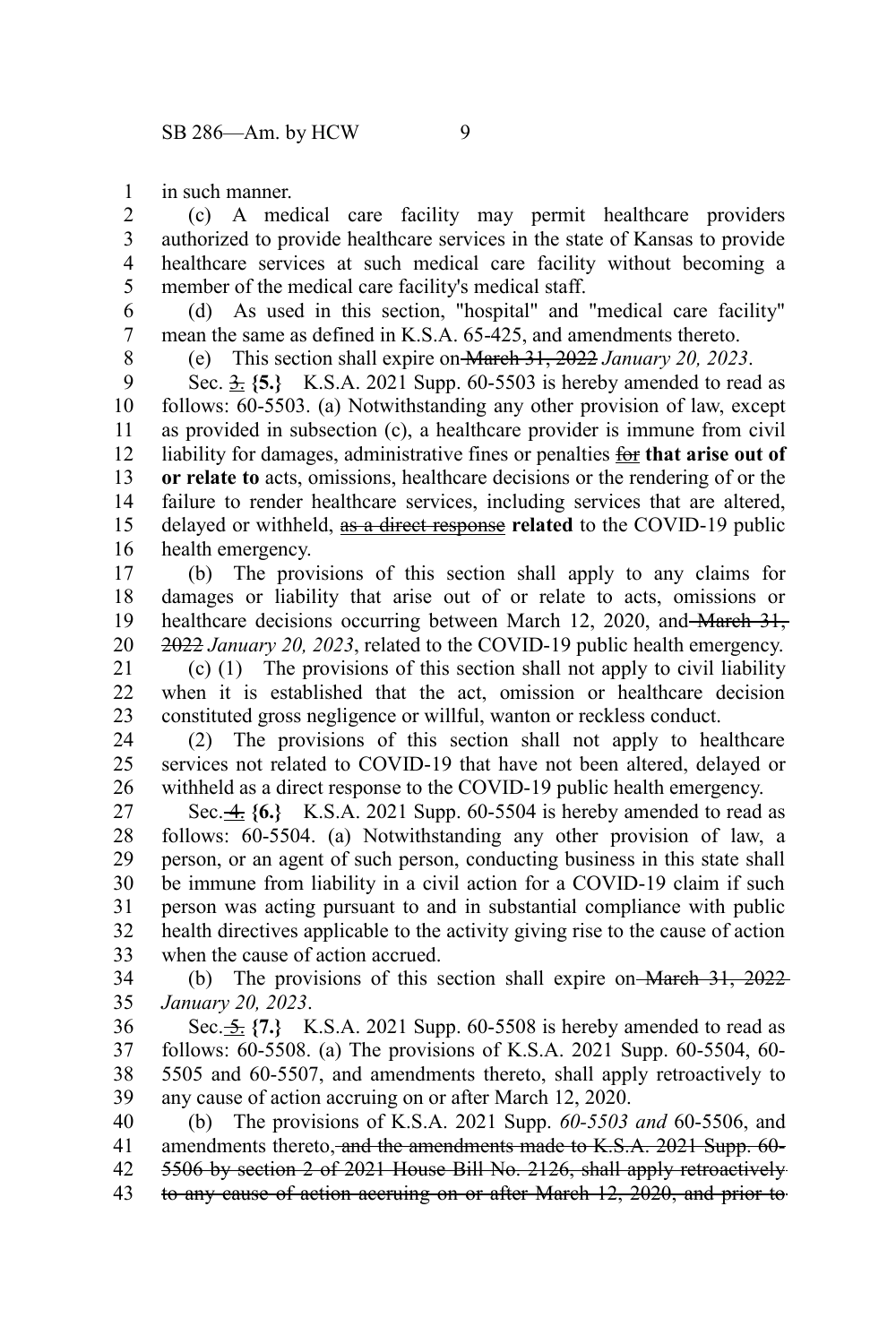in such manner.

(c) A medical care facility may permit healthcare providers authorized to provide healthcare services in the state of Kansas to provide healthcare services at such medical care facility without becoming a member of the medical care facility's medical staff.

(d) As used in this section, "hospital" and "medical care facility" mean the same as defined in K.S.A. 65-425, and amendments thereto.

(e) This section shall expire on ~~March 31, 2022~~ *January 20, 2023*.

Sec. ~~3.~~ **{5.}** K.S.A. 2021 Supp. 60-5503 is hereby amended to read as follows: 60-5503. (a) Notwithstanding any other provision of law, except as provided in subsection (c), a healthcare provider is immune from civil liability for damages, administrative fines or penalties ~~for~~ **that arise out of or relate to** acts, omissions, healthcare decisions or the rendering of or the failure to render healthcare services, including services that are altered, delayed or withheld, ~~as a direct response~~ **related** to the COVID-19 public health emergency.

(b) The provisions of this section shall apply to any claims for damages or liability that arise out of or relate to acts, omissions or healthcare decisions occurring between March 12, 2020, and ~~March 31, 2022~~ *January 20, 2023*, related to the COVID-19 public health emergency.

(c) (1) The provisions of this section shall not apply to civil liability when it is established that the act, omission or healthcare decision constituted gross negligence or willful, wanton or reckless conduct.

(2) The provisions of this section shall not apply to healthcare services not related to COVID-19 that have not been altered, delayed or withheld as a direct response to the COVID-19 public health emergency.

Sec. ~~4.~~ **{6.}** K.S.A. 2021 Supp. 60-5504 is hereby amended to read as follows: 60-5504. (a) Notwithstanding any other provision of law, a person, or an agent of such person, conducting business in this state shall be immune from liability in a civil action for a COVID-19 claim if such person was acting pursuant to and in substantial compliance with public health directives applicable to the activity giving rise to the cause of action when the cause of action accrued.

(b) The provisions of this section shall expire on ~~March 31, 2022~~ *January 20, 2023*.

Sec. ~~5.~~ **{7.}** K.S.A. 2021 Supp. 60-5508 is hereby amended to read as follows: 60-5508. (a) The provisions of K.S.A. 2021 Supp. 60-5504, 60-5505 and 60-5507, and amendments thereto, shall apply retroactively to any cause of action accruing on or after March 12, 2020.

(b) The provisions of K.S.A. 2021 Supp. *60-5503 and* 60-5506, and amendments thereto~~, and the amendments made to K.S.A. 2021 Supp. 60-5506 by section 2 of 2021 House Bill No. 2126, shall apply retroactively to any cause of action accruing on or after March 12, 2020, and prior to~~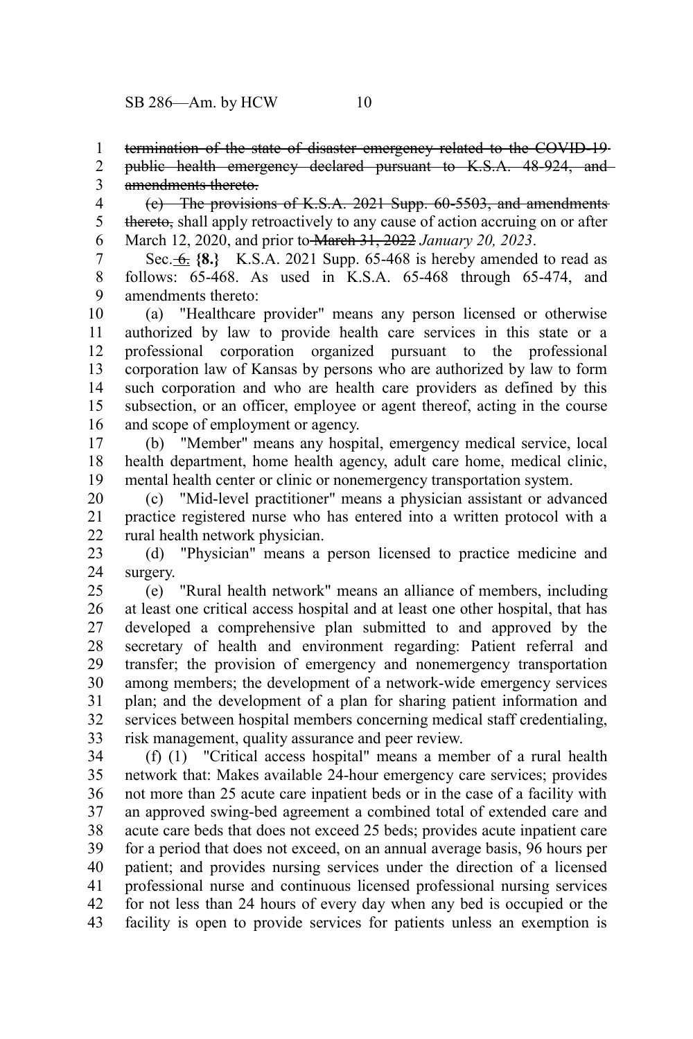~~termination of the state of disaster emergency related to the COVID-19 public health emergency declared pursuant to K.S.A. 48-924, and amendments thereto.~~

(c) The provisions of K.S.A. 2021 Supp. 60-5503~~, and amendments thereto,~~ shall apply retroactively to any cause of action accruing on or after March 12, 2020, and prior to ~~March 31, 2022~~ *January 20, 2023*.

Sec. ~~6.~~ **{8.}** K.S.A. 2021 Supp. 65-468 is hereby amended to read as follows: 65-468. As used in K.S.A. 65-468 through 65-474, and amendments thereto:

(a) "Healthcare provider" means any person licensed or otherwise authorized by law to provide health care services in this state or a professional corporation organized pursuant to the professional corporation law of Kansas by persons who are authorized by law to form such corporation and who are health care providers as defined by this subsection, or an officer, employee or agent thereof, acting in the course and scope of employment or agency.

(b) "Member" means any hospital, emergency medical service, local health department, home health agency, adult care home, medical clinic, mental health center or clinic or nonemergency transportation system.

(c) "Mid-level practitioner" means a physician assistant or advanced practice registered nurse who has entered into a written protocol with a rural health network physician.

(d) "Physician" means a person licensed to practice medicine and surgery.

(e) "Rural health network" means an alliance of members, including at least one critical access hospital and at least one other hospital, that has developed a comprehensive plan submitted to and approved by the secretary of health and environment regarding: Patient referral and transfer; the provision of emergency and nonemergency transportation among members; the development of a network-wide emergency services plan; and the development of a plan for sharing patient information and services between hospital members concerning medical staff credentialing, risk management, quality assurance and peer review.

(f) (1) "Critical access hospital" means a member of a rural health network that: Makes available 24-hour emergency care services; provides not more than 25 acute care inpatient beds or in the case of a facility with an approved swing-bed agreement a combined total of extended care and acute care beds that does not exceed 25 beds; provides acute inpatient care for a period that does not exceed, on an annual average basis, 96 hours per patient; and provides nursing services under the direction of a licensed professional nurse and continuous licensed professional nursing services for not less than 24 hours of every day when any bed is occupied or the facility is open to provide services for patients unless an exemption is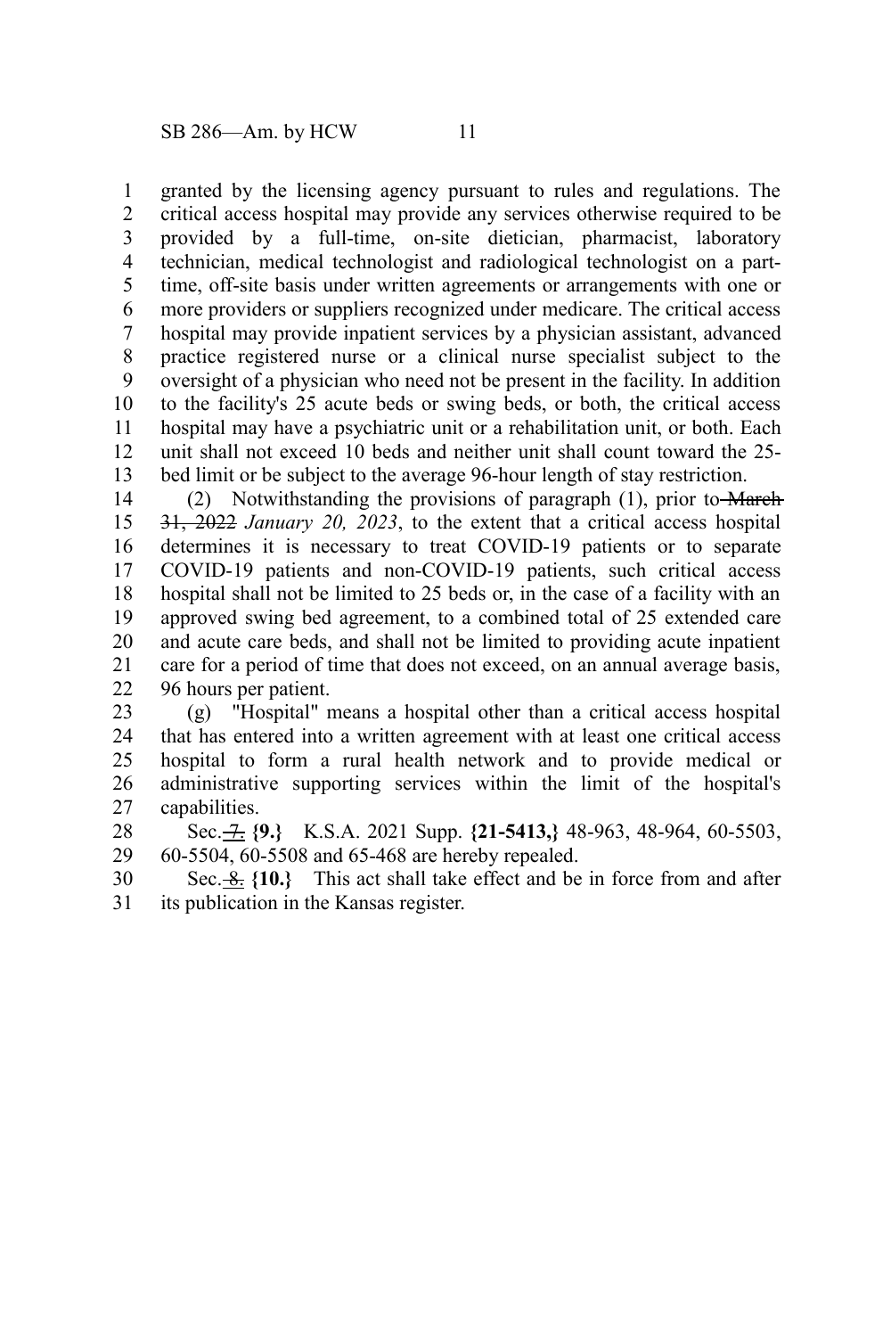granted by the licensing agency pursuant to rules and regulations. The critical access hospital may provide any services otherwise required to be provided by a full-time, on-site dietician, pharmacist, laboratory technician, medical technologist and radiological technologist on a part-time, off-site basis under written agreements or arrangements with one or more providers or suppliers recognized under medicare. The critical access hospital may provide inpatient services by a physician assistant, advanced practice registered nurse or a clinical nurse specialist subject to the oversight of a physician who need not be present in the facility. In addition to the facility's 25 acute beds or swing beds, or both, the critical access hospital may have a psychiatric unit or a rehabilitation unit, or both. Each unit shall not exceed 10 beds and neither unit shall count toward the 25-bed limit or be subject to the average 96-hour length of stay restriction.

(2) Notwithstanding the provisions of paragraph (1), prior to ~~March 31, 2022~~ *January 20, 2023*, to the extent that a critical access hospital determines it is necessary to treat COVID-19 patients or to separate COVID-19 patients and non-COVID-19 patients, such critical access hospital shall not be limited to 25 beds or, in the case of a facility with an approved swing bed agreement, to a combined total of 25 extended care and acute care beds, and shall not be limited to providing acute inpatient care for a period of time that does not exceed, on an annual average basis, 96 hours per patient.

(g) "Hospital" means a hospital other than a critical access hospital that has entered into a written agreement with at least one critical access hospital to form a rural health network and to provide medical or administrative supporting services within the limit of the hospital's capabilities.

Sec. ~~7.~~ **{9.}** K.S.A. 2021 Supp. **{21-5413,}** 48-963, 48-964, 60-5503, 60-5504, 60-5508 and 65-468 are hereby repealed.

Sec. ~~8.~~ **{10.}** This act shall take effect and be in force from and after its publication in the Kansas register.